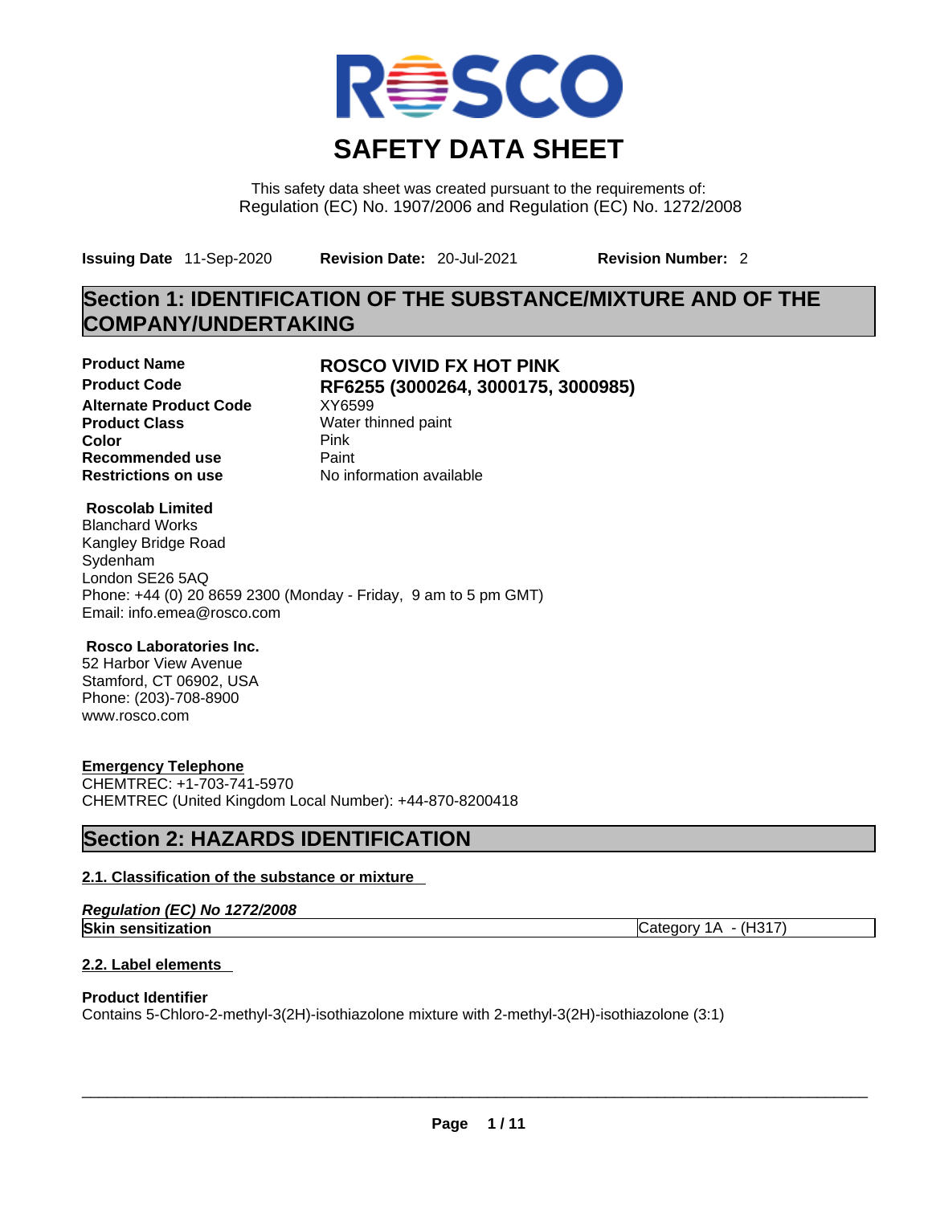# SAFETY DATA SHEET

This safety data sheet was created pursuant to the requirements of:
Regulation (EC) No. 1907/2006 and Regulation (EC) No. 1272/2008

**Issuing Date** 11-Sep-2020 **Revision Date:** 20-Jul-2021 **Revision Number:** 2

## Section 1: IDENTIFICATION OF THE SUBSTANCE/MIXTURE AND OF THE COMPANY/UNDERTAKING

| | |
|---|---|
| **Product Name** | **ROSCO VIVID FX HOT PINK** |
| **Product Code** | **RF6255 (3000264, 3000175, 3000985)** |
| **Alternate Product Code** | XY6599 |
| **Product Class** | Water thinned paint |
| **Color** | Pink |
| **Recommended use** | Paint |
| **Restrictions on use** | No information available |

**Roscolab Limited**
Blanchard Works
Kangley Bridge Road
Sydenham
London SE26 5AQ
Phone: +44 (0) 20 8659 2300 (Monday - Friday, 9 am to 5 pm GMT)
Email: info.emea@rosco.com

**Rosco Laboratories Inc.**
52 Harbor View Avenue
Stamford, CT 06902, USA
Phone: (203)-708-8900
www.rosco.com

**Emergency Telephone**
CHEMTREC: +1-703-741-5970
CHEMTREC (United Kingdom Local Number): +44-870-8200418

## Section 2: HAZARDS IDENTIFICATION

### 2.1. Classification of the substance or mixture

*Regulation (EC) No 1272/2008*

| | |
|---|---|
| **Skin sensitization** | Category 1A - (H317) |

### 2.2. Label elements

**Product Identifier**
Contains 5-Chloro-2-methyl-3(2H)-isothiazolone mixture with 2-methyl-3(2H)-isothiazolone (3:1)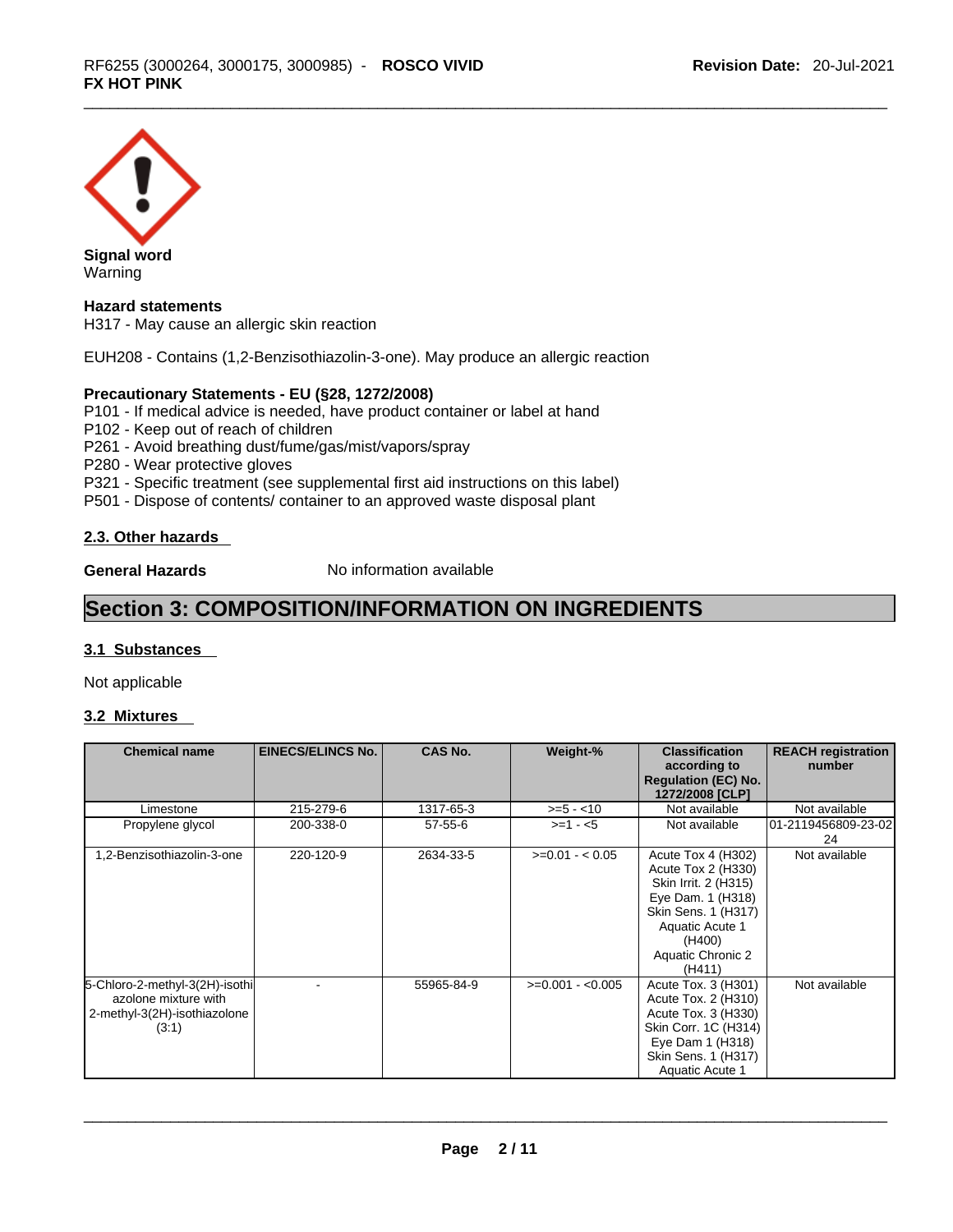**Signal word**
Warning

**Hazard statements**
H317 - May cause an allergic skin reaction

EUH208 - Contains (1,2-Benzisothiazolin-3-one). May produce an allergic reaction

**Precautionary Statements - EU (§28, 1272/2008)**
P101 - If medical advice is needed, have product container or label at hand
P102 - Keep out of reach of children
P261 - Avoid breathing dust/fume/gas/mist/vapors/spray
P280 - Wear protective gloves
P321 - Specific treatment (see supplemental first aid instructions on this label)
P501 - Dispose of contents/ container to an approved waste disposal plant

### 2.3. Other hazards

**General Hazards** No information available

## Section 3: COMPOSITION/INFORMATION ON INGREDIENTS

### 3.1 Substances

Not applicable

### 3.2 Mixtures

| Chemical name | EINECS/ELINCS No. | CAS No. | Weight-% | Classification according to Regulation (EC) No. 1272/2008 [CLP] | REACH registration number |
|---|---|---|---|---|---|
| Limestone | 215-279-6 | 1317-65-3 | >=5 - <10 | Not available | Not available |
| Propylene glycol | 200-338-0 | 57-55-6 | >=1 - <5 | Not available | 01-2119456809-23-0224 |
| 1,2-Benzisothiazolin-3-one | 220-120-9 | 2634-33-5 | >=0.01 - < 0.05 | Acute Tox 4 (H302) Acute Tox 2 (H330) Skin Irrit. 2 (H315) Eye Dam. 1 (H318) Skin Sens. 1 (H317) Aquatic Acute 1 (H400) Aquatic Chronic 2 (H411) | Not available |
| 5-Chloro-2-methyl-3(2H)-isothiazolone mixture with 2-methyl-3(2H)-isothiazolone (3:1) | - | 55965-84-9 | >=0.001 - <0.005 | Acute Tox. 3 (H301) Acute Tox. 2 (H310) Acute Tox. 3 (H330) Skin Corr. 1C (H314) Eye Dam 1 (H318) Skin Sens. 1 (H317) Aquatic Acute 1 | Not available |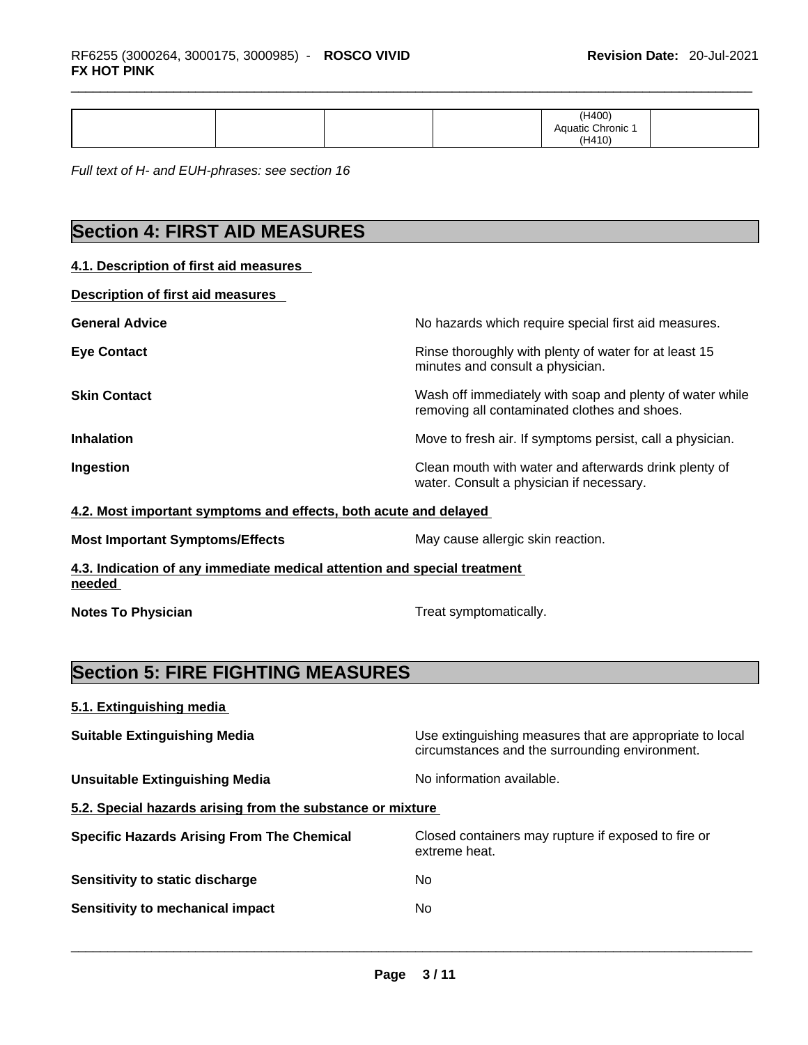|  |  |  |  | (H400)<br>Aquatic Chronic 1<br>(H410) |  |
|---|---|---|---|---|---|

*Full text of H- and EUH-phrases: see section 16*

# Section 4: FIRST AID MEASURES

## 4.1. Description of first aid measures

**Description of first aid measures**

**General Advice** No hazards which require special first aid measures.

**Eye Contact** Rinse thoroughly with plenty of water for at least 15 minutes and consult a physician.

**Skin Contact** Wash off immediately with soap and plenty of water while removing all contaminated clothes and shoes.

**Inhalation** Move to fresh air. If symptoms persist, call a physician.

**Ingestion** Clean mouth with water and afterwards drink plenty of water. Consult a physician if necessary.

## 4.2. Most important symptoms and effects, both acute and delayed

**Most Important Symptoms/Effects** May cause allergic skin reaction.

## 4.3. Indication of any immediate medical attention and special treatment needed

**Notes To Physician** Treat symptomatically.

# Section 5: FIRE FIGHTING MEASURES

## 5.1. Extinguishing media

**Suitable Extinguishing Media** Use extinguishing measures that are appropriate to local circumstances and the surrounding environment.

**Unsuitable Extinguishing Media** No information available.

## 5.2. Special hazards arising from the substance or mixture

**Specific Hazards Arising From The Chemical** Closed containers may rupture if exposed to fire or extreme heat.

**Sensitivity to static discharge** No

**Sensitivity to mechanical impact** No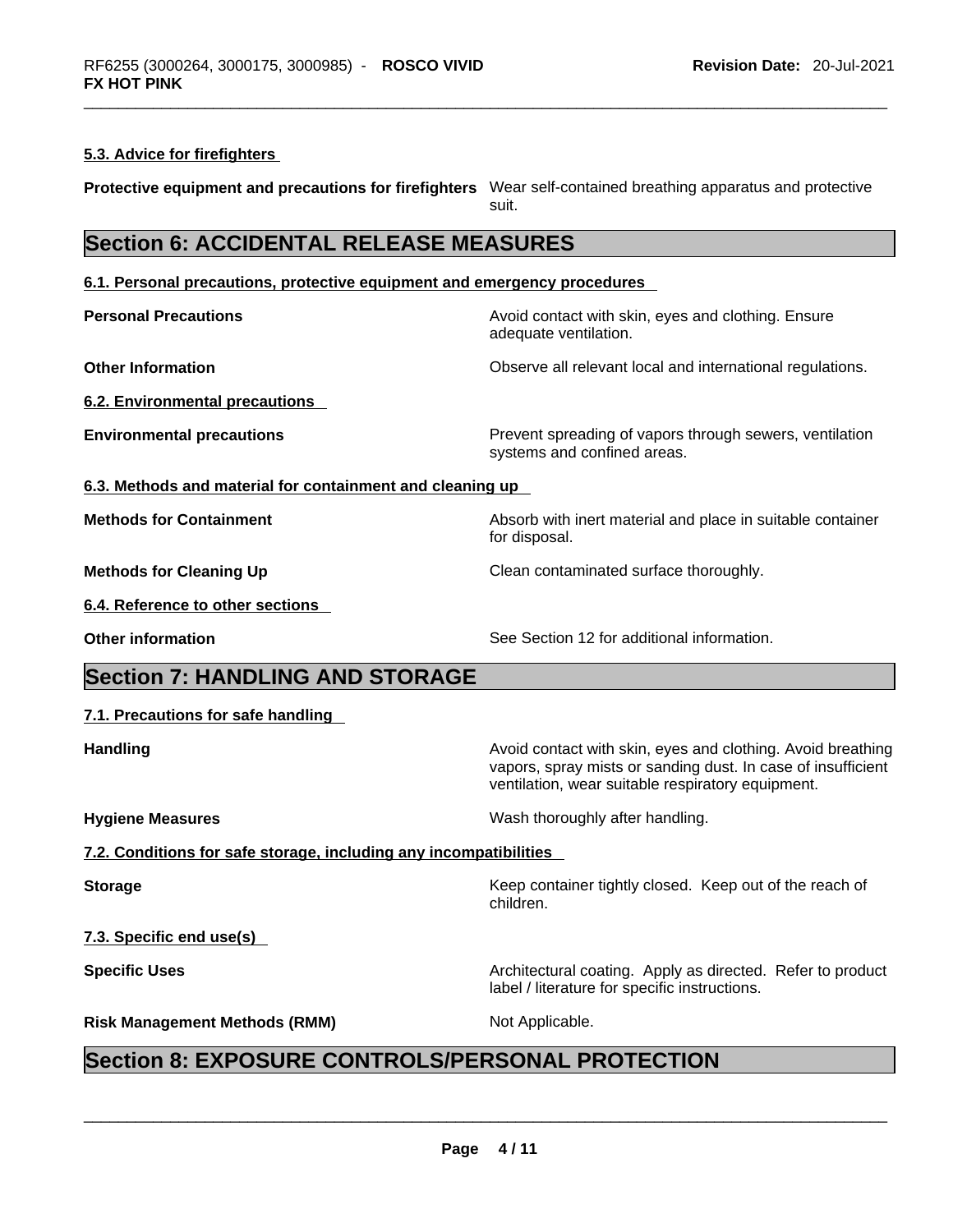### 5.3. Advice for firefighters

**Protective equipment and precautions for firefighters** Wear self-contained breathing apparatus and protective suit.

## Section 6: ACCIDENTAL RELEASE MEASURES

### 6.1. Personal precautions, protective equipment and emergency procedures

**Personal Precautions** Avoid contact with skin, eyes and clothing. Ensure adequate ventilation.

**Other Information** Observe all relevant local and international regulations.

### 6.2. Environmental precautions

**Environmental precautions** Prevent spreading of vapors through sewers, ventilation systems and confined areas.

### 6.3. Methods and material for containment and cleaning up

**Methods for Containment** Absorb with inert material and place in suitable container for disposal.

**Methods for Cleaning Up** Clean contaminated surface thoroughly.

### 6.4. Reference to other sections

**Other information** See Section 12 for additional information.

## Section 7: HANDLING AND STORAGE

### 7.1. Precautions for safe handling

**Handling** Avoid contact with skin, eyes and clothing. Avoid breathing vapors, spray mists or sanding dust. In case of insufficient ventilation, wear suitable respiratory equipment.

**Hygiene Measures** Wash thoroughly after handling.

### 7.2. Conditions for safe storage, including any incompatibilities

**Storage** Keep container tightly closed. Keep out of the reach of children.

### 7.3. Specific end use(s)

**Specific Uses** Architectural coating. Apply as directed. Refer to product label / literature for specific instructions.

**Risk Management Methods (RMM)** Not Applicable.

## Section 8: EXPOSURE CONTROLS/PERSONAL PROTECTION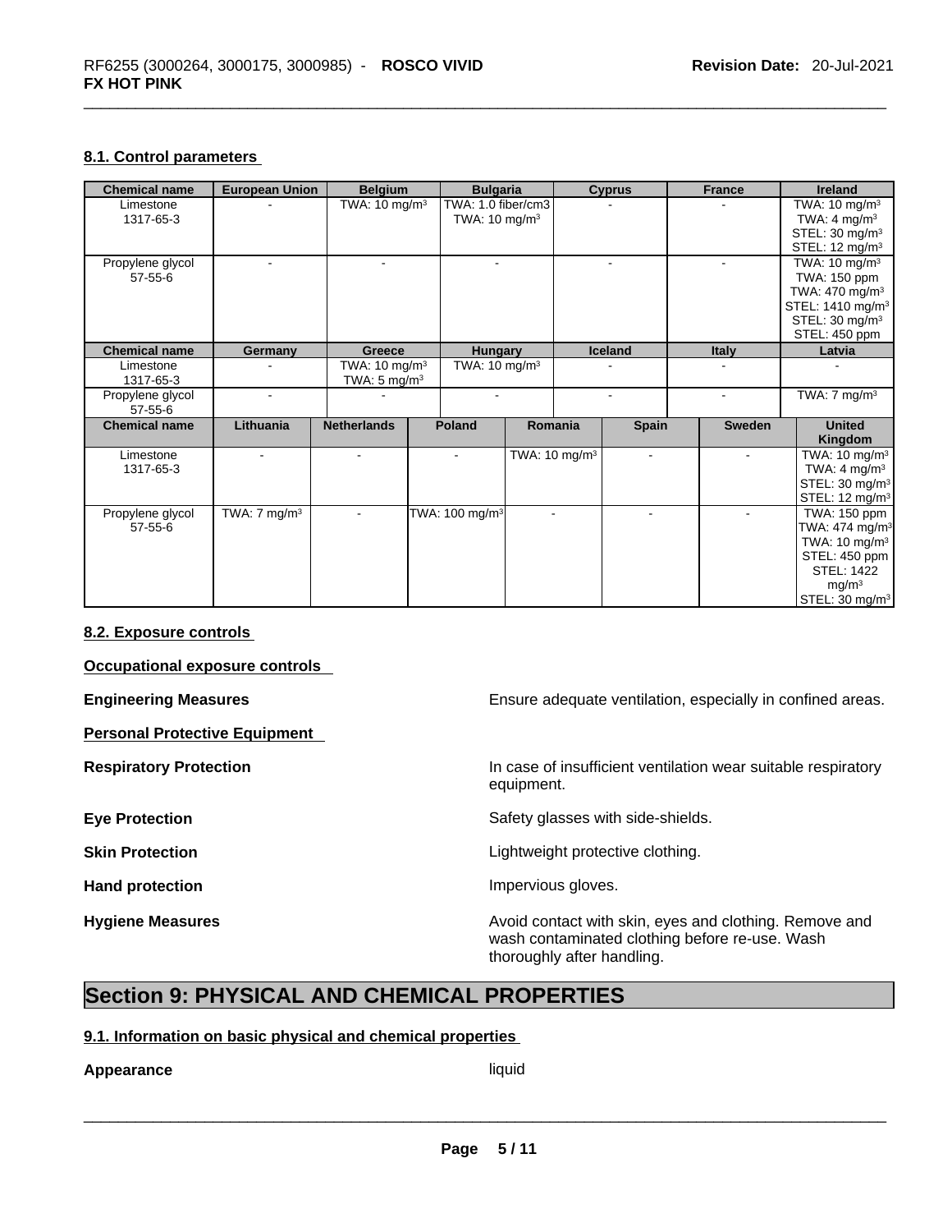#### 8.1. Control parameters

| Chemical name | European Union | Belgium | Bulgaria | Cyprus | France | Ireland |
|---|---|---|---|---|---|---|
| Limestone 1317-65-3 | - | TWA: 10 mg/m³ | TWA: 1.0 fiber/cm3 TWA: 10 mg/m³ | - | - | TWA: 10 mg/m³ TWA: 4 mg/m³ STEL: 30 mg/m³ STEL: 12 mg/m³ |
| Propylene glycol 57-55-6 | - | - | - | - | - | TWA: 10 mg/m³ TWA: 150 ppm TWA: 470 mg/m³ STEL: 1410 mg/m³ STEL: 30 mg/m³ STEL: 450 ppm |

| Chemical name | Germany | Greece | Hungary | Iceland | Italy | Latvia |
|---|---|---|---|---|---|---|
| Limestone 1317-65-3 | - | TWA: 10 mg/m³ TWA: 5 mg/m³ | TWA: 10 mg/m³ | - | - | - |
| Propylene glycol 57-55-6 | - | - | - | - | - | TWA: 7 mg/m³ |

| Chemical name | Lithuania | Netherlands | Poland | Romania | Spain | Sweden | United Kingdom |
|---|---|---|---|---|---|---|---|
| Limestone 1317-65-3 | - | - | - | TWA: 10 mg/m³ | - | - | TWA: 10 mg/m³ TWA: 4 mg/m³ STEL: 30 mg/m³ STEL: 12 mg/m³ |
| Propylene glycol 57-55-6 | TWA: 7 mg/m³ | - | TWA: 100 mg/m³ | - | - | - | TWA: 150 ppm TWA: 474 mg/m³ TWA: 10 mg/m³ STEL: 450 ppm STEL: 1422 mg/m³ STEL: 30 mg/m³ |

#### 8.2. Exposure controls

**Occupational exposure controls**

**Engineering Measures** Ensure adequate ventilation, especially in confined areas.

**Personal Protective Equipment**

**Respiratory Protection** In case of insufficient ventilation wear suitable respiratory equipment.

**Eye Protection** Safety glasses with side-shields.

**Skin Protection** Lightweight protective clothing.

**Hand protection** Impervious gloves.

**Hygiene Measures** Avoid contact with skin, eyes and clothing. Remove and wash contaminated clothing before re-use. Wash thoroughly after handling.

## Section 9: PHYSICAL AND CHEMICAL PROPERTIES

#### 9.1. Information on basic physical and chemical properties

**Appearance** liquid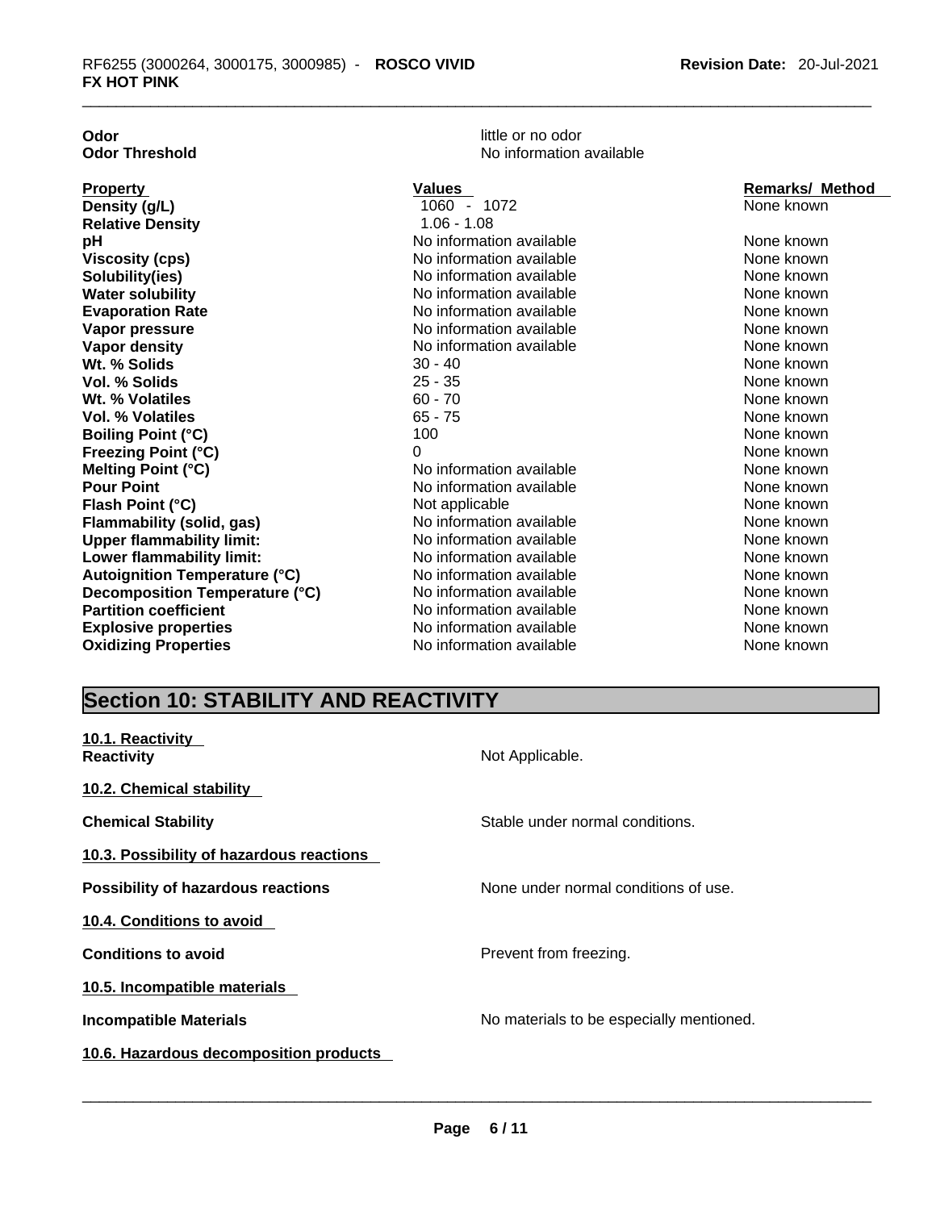**Odor** little or no odor
**Odor Threshold** No information available

| **Property** | **Values** | **Remarks/ Method** |
| --- | --- | --- |
| **Density (g/L)** | 1060 - 1072 | None known |
| **Relative Density** | 1.06 - 1.08 | |
| **pH** | No information available | None known |
| **Viscosity (cps)** | No information available | None known |
| **Solubility(ies)** | No information available | None known |
| **Water solubility** | No information available | None known |
| **Evaporation Rate** | No information available | None known |
| **Vapor pressure** | No information available | None known |
| **Vapor density** | No information available | None known |
| **Wt. % Solids** | 30 - 40 | None known |
| **Vol. % Solids** | 25 - 35 | None known |
| **Wt. % Volatiles** | 60 - 70 | None known |
| **Vol. % Volatiles** | 65 - 75 | None known |
| **Boiling Point (°C)** | 100 | None known |
| **Freezing Point (°C)** | 0 | None known |
| **Melting Point (°C)** | No information available | None known |
| **Pour Point** | No information available | None known |
| **Flash Point (°C)** | Not applicable | None known |
| **Flammability (solid, gas)** | No information available | None known |
| **Upper flammability limit:** | No information available | None known |
| **Lower flammability limit:** | No information available | None known |
| **Autoignition Temperature (°C)** | No information available | None known |
| **Decomposition Temperature (°C)** | No information available | None known |
| **Partition coefficient** | No information available | None known |
| **Explosive properties** | No information available | None known |
| **Oxidizing Properties** | No information available | None known |

## Section 10: STABILITY AND REACTIVITY

**10.1. Reactivity**

**Reactivity** Not Applicable.

**10.2. Chemical stability**

**Chemical Stability** Stable under normal conditions.

**10.3. Possibility of hazardous reactions**

**Possibility of hazardous reactions** None under normal conditions of use.

**10.4. Conditions to avoid**

**Conditions to avoid** Prevent from freezing.

**10.5. Incompatible materials**

**Incompatible Materials** No materials to be especially mentioned.

**10.6. Hazardous decomposition products**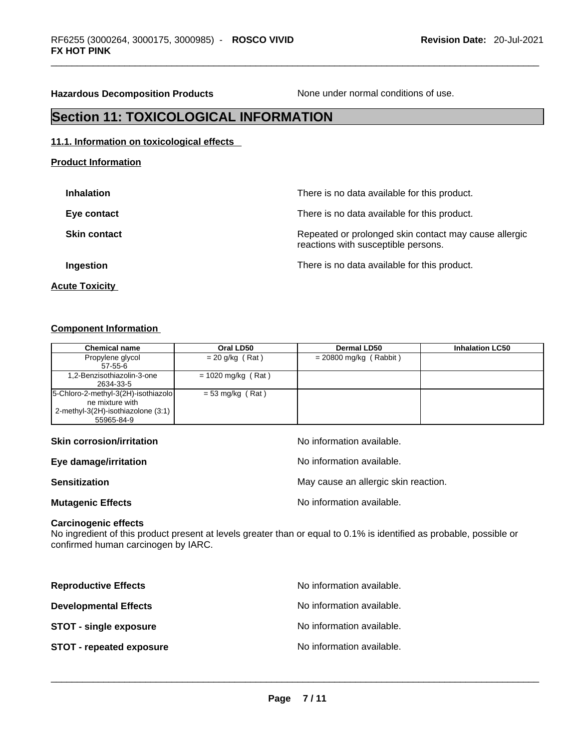**Hazardous Decomposition Products** None under normal conditions of use.

## Section 11: TOXICOLOGICAL INFORMATION

### 11.1. Information on toxicological effects

**Product Information**

**Inhalation** There is no data available for this product.

**Eye contact** There is no data available for this product.

**Skin contact** Repeated or prolonged skin contact may cause allergic reactions with susceptible persons.

**Ingestion** There is no data available for this product.

**Acute Toxicity**

**Component Information**

| Chemical name | Oral LD50 | Dermal LD50 | Inhalation LC50 |
|---|---|---|---|
| Propylene glycol 57-55-6 | = 20 g/kg ( Rat ) | = 20800 mg/kg ( Rabbit ) | |
| 1,2-Benzisothiazolin-3-one 2634-33-5 | = 1020 mg/kg ( Rat ) | | |
| 5-Chloro-2-methyl-3(2H)-isothiazolone mixture with 2-methyl-3(2H)-isothiazolone (3:1) 55965-84-9 | = 53 mg/kg ( Rat ) | | |

**Skin corrosion/irritation** No information available.

**Eye damage/irritation** No information available.

**Sensitization** May cause an allergic skin reaction.

**Mutagenic Effects** No information available.

**Carcinogenic effects**
No ingredient of this product present at levels greater than or equal to 0.1% is identified as probable, possible or confirmed human carcinogen by IARC.

**Reproductive Effects** No information available.

**Developmental Effects** No information available.

**STOT - single exposure** No information available.

**STOT - repeated exposure** No information available.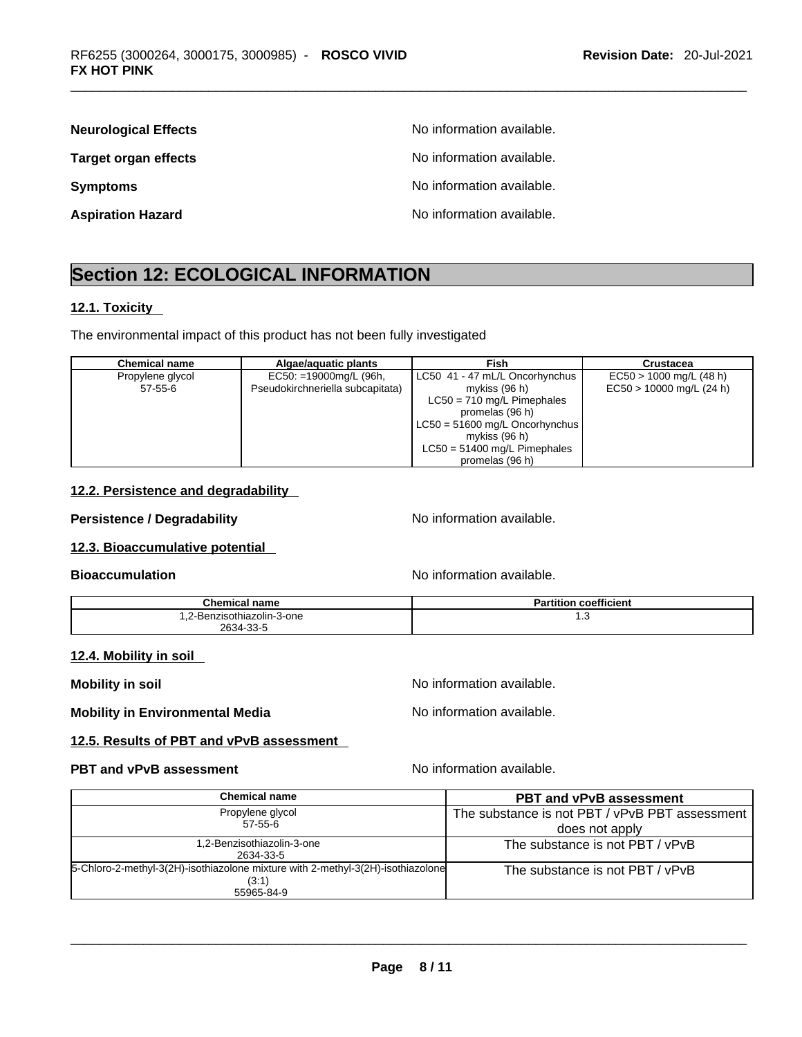**Neurological Effects** No information available.

**Target organ effects** No information available.

**Symptoms** No information available.

**Aspiration Hazard** No information available.

## Section 12: ECOLOGICAL INFORMATION

### 12.1. Toxicity

The environmental impact of this product has not been fully investigated

| Chemical name | Algae/aquatic plants | Fish | Crustacea |
|---|---|---|---|
| Propylene glycol<br>57-55-6 | EC50: =19000mg/L (96h, Pseudokirchneriella subcapitata) | LC50 41 - 47 mL/L Oncorhynchus mykiss (96 h)<br>LC50 = 710 mg/L Pimephales promelas (96 h)<br>LC50 = 51600 mg/L Oncorhynchus mykiss (96 h)<br>LC50 = 51400 mg/L Pimephales promelas (96 h) | EC50 > 1000 mg/L (48 h)<br>EC50 > 10000 mg/L (24 h) |

### 12.2. Persistence and degradability

**Persistence / Degradability** No information available.

### 12.3. Bioaccumulative potential

**Bioaccumulation** No information available.

| Chemical name | Partition coefficient |
|---|---|
| 1,2-Benzisothiazolin-3-one<br>2634-33-5 | 1.3 |

### 12.4. Mobility in soil

**Mobility in soil** No information available.

**Mobility in Environmental Media** No information available.

### 12.5. Results of PBT and vPvB assessment

**PBT and vPvB assessment** No information available.

| Chemical name | PBT and vPvB assessment |
|---|---|
| Propylene glycol<br>57-55-6 | The substance is not PBT / vPvB PBT assessment does not apply |
| 1,2-Benzisothiazolin-3-one<br>2634-33-5 | The substance is not PBT / vPvB |
| 5-Chloro-2-methyl-3(2H)-isothiazolone mixture with 2-methyl-3(2H)-isothiazolone (3:1)<br>55965-84-9 | The substance is not PBT / vPvB |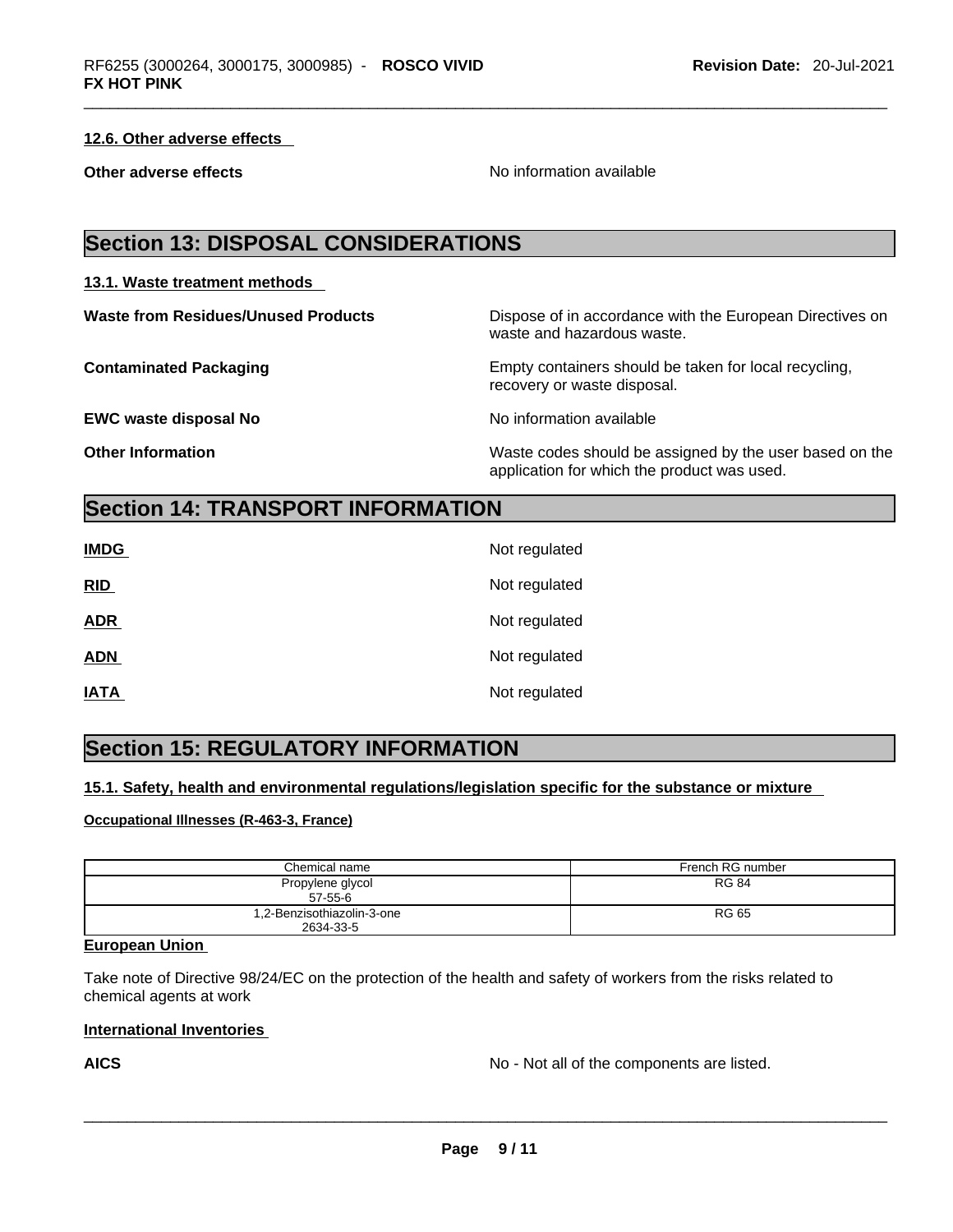### 12.6. Other adverse effects

**Other adverse effects** No information available

## Section 13: DISPOSAL CONSIDERATIONS

### 13.1. Waste treatment methods

**Waste from Residues/Unused Products** Dispose of in accordance with the European Directives on waste and hazardous waste.

**Contaminated Packaging** Empty containers should be taken for local recycling, recovery or waste disposal.

**EWC waste disposal No** No information available

**Other Information** Waste codes should be assigned by the user based on the application for which the product was used.

## Section 14: TRANSPORT INFORMATION

**IMDG** Not regulated

**RID** Not regulated

**ADR** Not regulated

**ADN** Not regulated

**IATA** Not regulated

## Section 15: REGULATORY INFORMATION

### 15.1. Safety, health and environmental regulations/legislation specific for the substance or mixture

**Occupational Illnesses (R-463-3, France)**

| Chemical name | French RG number |
|---|---|
| Propylene glycol 57-55-6 | RG 84 |
| 1,2-Benzisothiazolin-3-one 2634-33-5 | RG 65 |

**European Union**

Take note of Directive 98/24/EC on the protection of the health and safety of workers from the risks related to chemical agents at work

**International Inventories**

**AICS** No - Not all of the components are listed.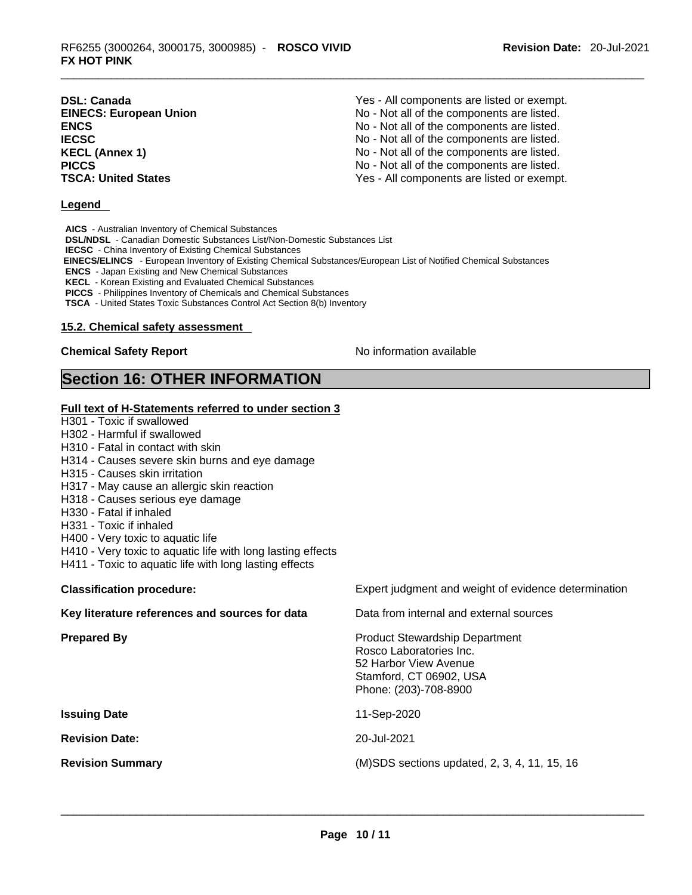| | |
|---|---|
| **DSL: Canada** | Yes - All components are listed or exempt. |
| **EINECS: European Union** | No - Not all of the components are listed. |
| **ENCS** | No - Not all of the components are listed. |
| **IECSC** | No - Not all of the components are listed. |
| **KECL (Annex 1)** | No - Not all of the components are listed. |
| **PICCS** | No - Not all of the components are listed. |
| **TSCA: United States** | Yes - All components are listed or exempt. |

**Legend**

**AICS** - Australian Inventory of Chemical Substances
**DSL/NDSL** - Canadian Domestic Substances List/Non-Domestic Substances List
**IECSC** - China Inventory of Existing Chemical Substances
**EINECS/ELINCS** - European Inventory of Existing Chemical Substances/European List of Notified Chemical Substances
**ENCS** - Japan Existing and New Chemical Substances
**KECL** - Korean Existing and Evaluated Chemical Substances
**PICCS** - Philippines Inventory of Chemicals and Chemical Substances
**TSCA** - United States Toxic Substances Control Act Section 8(b) Inventory

**15.2. Chemical safety assessment**

**Chemical Safety Report** No information available

# Section 16: OTHER INFORMATION

**Full text of H-Statements referred to under section 3**

H301 - Toxic if swallowed
H302 - Harmful if swallowed
H310 - Fatal in contact with skin
H314 - Causes severe skin burns and eye damage
H315 - Causes skin irritation
H317 - May cause an allergic skin reaction
H318 - Causes serious eye damage
H330 - Fatal if inhaled
H331 - Toxic if inhaled
H400 - Very toxic to aquatic life
H410 - Very toxic to aquatic life with long lasting effects
H411 - Toxic to aquatic life with long lasting effects

| | |
|---|---|
| **Classification procedure:** | Expert judgment and weight of evidence determination |
| **Key literature references and sources for data** | Data from internal and external sources |
| **Prepared By** | Product Stewardship Department<br>Rosco Laboratories Inc.<br>52 Harbor View Avenue<br>Stamford, CT 06902, USA<br>Phone: (203)-708-8900 |
| **Issuing Date** | 11-Sep-2020 |
| **Revision Date:** | 20-Jul-2021 |
| **Revision Summary** | (M)SDS sections updated, 2, 3, 4, 11, 15, 16 |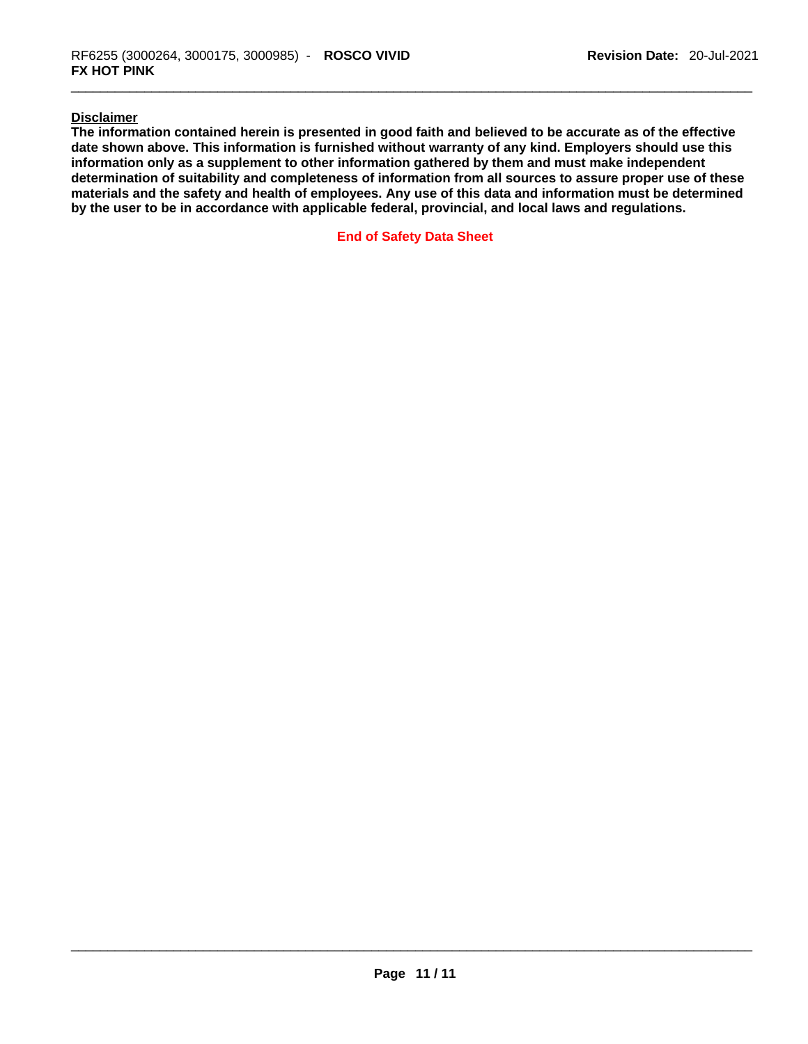## Disclaimer

**The information contained herein is presented in good faith and believed to be accurate as of the effective date shown above. This information is furnished without warranty of any kind. Employers should use this information only as a supplement to other information gathered by them and must make independent determination of suitability and completeness of information from all sources to assure proper use of these materials and the safety and health of employees. Any use of this data and information must be determined by the user to be in accordance with applicable federal, provincial, and local laws and regulations.**

**End of Safety Data Sheet**